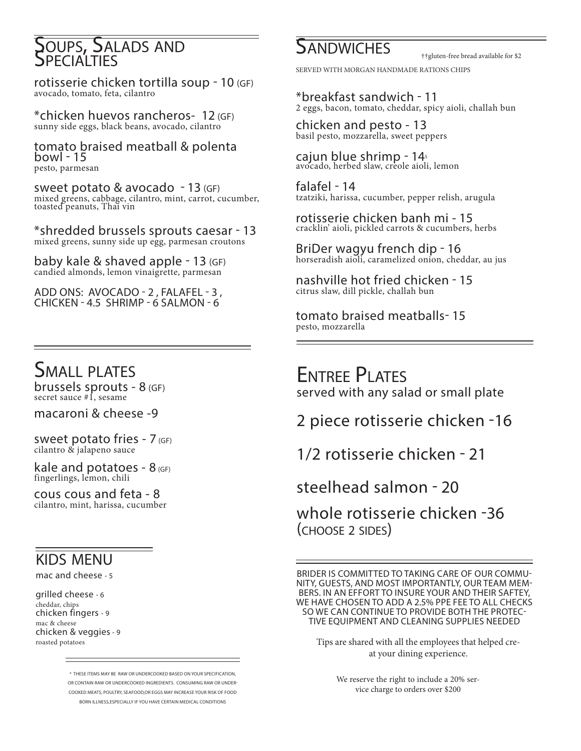## Soups, Salads and Specialties

rotisserie chicken tortilla soup - 10 (GF)
avocado, tomato, feta, cilantro

*chicken huevos rancheros- 12 (GF)
sunny side eggs, black beans, avocado, cilantro

tomato braised meatball & polenta bowl - 15
pesto, parmesan

sweet potato & avocado - 13 (GF)
mixed greens, cabbage, cilantro, mint, carrot, cucumber, toasted peanuts, Thai vin

*shredded brussels sprouts caesar - 13
mixed greens, sunny side up egg, parmesan croutons

baby kale & shaved apple - 13 (GF)
candied almonds, lemon vinaigrette, parmesan

ADD ONS: AVOCADO - 2 , FALAFEL - 3 , CHICKEN - 4.5 SHRIMP - 6 SALMON - 6

## Sandwiches

††gluten-free bread available for $2

SERVED WITH MORGAN HANDMADE RATIONS CHIPS

*breakfast sandwich - 11
2 eggs, bacon, tomato, cheddar, spicy aioli, challah bun

chicken and pesto - 13
basil pesto, mozzarella, sweet peppers

cajun blue shrimp - 14.5
avocado, herbed slaw, creole aioli, lemon

falafel - 14
tzatziki, harissa, cucumber, pepper relish, arugula

rotisserie chicken banh mi - 15
cracklin' aioli, pickled carrots & cucumbers, herbs

BriDer wagyu french dip - 16
horseradish aioli, caramelized onion, cheddar, au jus

nashville hot fried chicken - 15
citrus slaw, dill pickle, challah bun

tomato braised meatballs- 15
pesto, mozzarella

## Small Plates

brussels sprouts - 8 (GF)
secret sauce #1, sesame

macaroni & cheese -9

sweet potato fries - 7 (GF)
cilantro & jalapeno sauce

kale and potatoes - 8 (GF)
fingerlings, lemon, chili

cous cous and feta - 8
cilantro, mint, harissa, cucumber

## Entree Plates

served with any salad or small plate

2 piece rotisserie chicken -16

1/2 rotisserie chicken - 21

steelhead salmon - 20

whole rotisserie chicken -36
(CHOOSE 2 SIDES)

## KIDS MENU

mac and cheese - 5

grilled cheese - 6
cheddar, chips

chicken fingers - 9
mac & cheese

chicken & veggies - 9
roasted potatoes

* THESE ITEMS MAY BE RAW OR UNDERCOOKED BASED ON YOUR SPECIFICATION, OR CONTAIN RAW OR UNDERCOOKED INGREDIENTS. CONSUMING RAW OR UNDERCOOKED MEATS, POULTRY, SEAFOOD,OR EGGS MAY INCREASE YOUR RISK OF FOOD BORN ILLNESS,ESPECIALLY IF YOU HAVE CERTAIN MEDICAL CONDITIONS

BRIDER IS COMMITTED TO TAKING CARE OF OUR COMMUNITY, GUESTS, AND MOST IMPORTANTLY, OUR TEAM MEMBERS. IN AN EFFORT TO INSURE YOUR AND THEIR SAFTEY, WE HAVE CHOSEN TO ADD A 2.5% PPE FEE TO ALL CHECKS SO WE CAN CONTINUE TO PROVIDE BOTH THE PROTECTIVE EQUIPMENT AND CLEANING SUPPLIES NEEDED

Tips are shared with all the employees that helped creat your dining experience.

We reserve the right to include a 20% service charge to orders over $200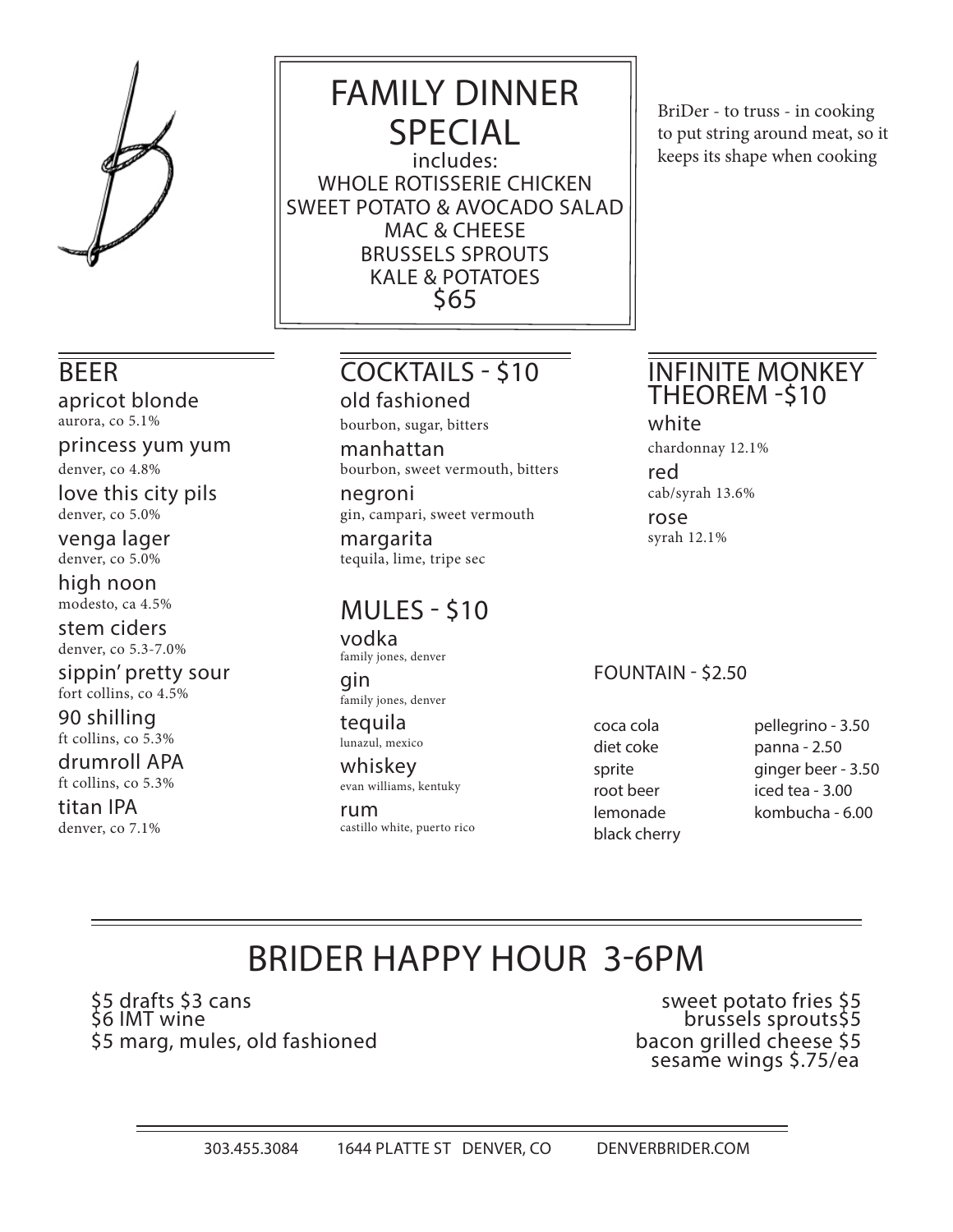# FAMILY DINNER SPECIAL

includes:

WHOLE ROTISSERIE CHICKEN
SWEET POTATO & AVOCADO SALAD
MAC & CHEESE
BRUSSELS SPROUTS
KALE & POTATOES

$65

BriDer - to truss - in cooking to put string around meat, so it keeps its shape when cooking

## BEER

apricot blonde
aurora, co 5.1%

princess yum yum
denver, co 4.8%

love this city pils
denver, co 5.0%

venga lager
denver, co 5.0%

high noon
modesto, ca 4.5%

stem ciders
denver, co 5.3-7.0%

sippin' pretty sour
fort collins, co 4.5%

90 shilling
ft collins, co 5.3%

drumroll APA
ft collins, co 5.3%

titan IPA
denver, co 7.1%

## COCKTAILS - $10

old fashioned
bourbon, sugar, bitters

manhattan
bourbon, sweet vermouth, bitters

negroni
gin, campari, sweet vermouth

margarita
tequila, lime, tripe sec

## MULES - $10

vodka
family jones, denver

gin
family jones, denver

tequila
lunazul, mexico

whiskey
evan williams, kentuky

rum
castillo white, puerto rico

## INFINITE MONKEY THEOREM -$10

white
chardonnay 12.1%

red
cab/syrah 13.6%

rose
syrah 12.1%

## FOUNTAIN - $2.50

coca cola
diet coke
sprite
root beer
lemonade
black cherry

pellegrino - 3.50
panna - 2.50
ginger beer - 3.50
iced tea - 3.00
kombucha - 6.00

# BRIDER HAPPY HOUR 3-6PM

$5 drafts $3 cans
$6 IMT wine
$5 marg, mules, old fashioned

sweet potato fries $5
brussels sprouts$5
bacon grilled cheese $5
sesame wings $.75/ea

303.455.3084 1644 PLATTE ST DENVER, CO DENVERBRIDER.COM